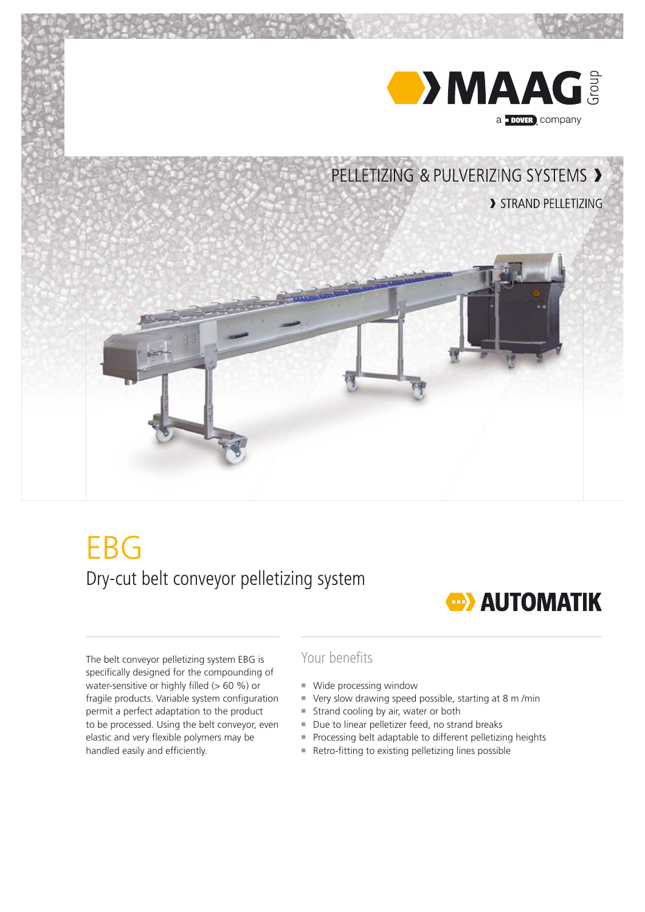MAAG Group

a DOVER company

PELLETIZING & PULVERIZING SYSTEMS ›

› STRAND PELLETIZING

# EBG

## Dry-cut belt conveyor pelletizing system

AUTOMATIK

The belt conveyor pelletizing system EBG is specifically designed for the compounding of water-sensitive or highly filled (> 60 %) or fragile products. Variable system configuration permit a perfect adaptation to the product to be processed. Using the belt conveyor, even elastic and very flexible polymers may be handled easily and efficiently.

### Your benefits

- Wide processing window
- Very slow drawing speed possible, starting at 8 m /min
- Strand cooling by air, water or both
- Due to linear pelletizer feed, no strand breaks
- Processing belt adaptable to different pelletizing heights
- Retro-fitting to existing pelletizing lines possible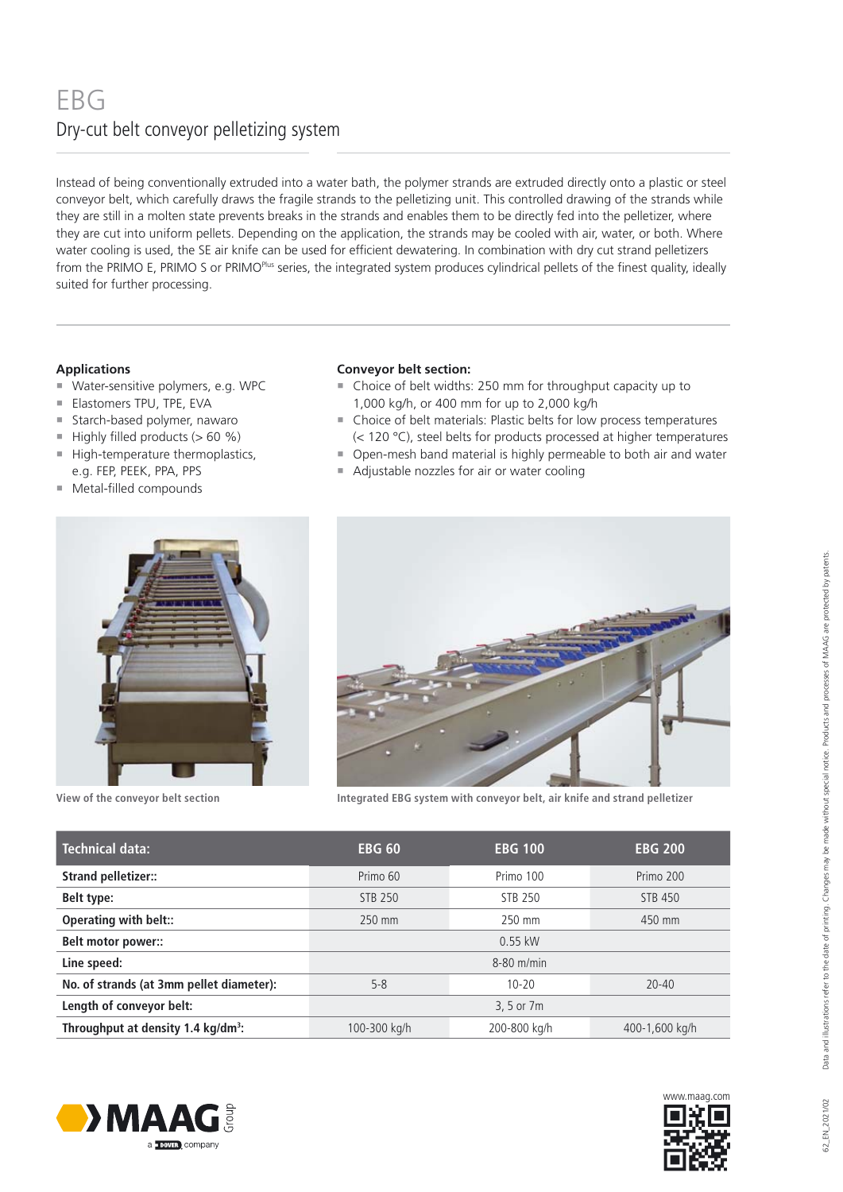# EBG

## Dry-cut belt conveyor pelletizing system

Instead of being conventionally extruded into a water bath, the polymer strands are extruded directly onto a plastic or steel conveyor belt, which carefully draws the fragile strands to the pelletizing unit. This controlled drawing of the strands while they are still in a molten state prevents breaks in the strands and enables them to be directly fed into the pelletizer, where they are cut into uniform pellets. Depending on the application, the strands may be cooled with air, water, or both. Where water cooling is used, the SE air knife can be used for efficient dewatering. In combination with dry cut strand pelletizers from the PRIMO E, PRIMO S or PRIMO^Plus series, the integrated system produces cylindrical pellets of the finest quality, ideally suited for further processing.

**Applications**

- Water-sensitive polymers, e.g. WPC
- Elastomers TPU, TPE, EVA
- Starch-based polymer, nawaro
- Highly filled products (> 60 %)
- High-temperature thermoplastics, e.g. FEP, PEEK, PPA, PPS
- Metal-filled compounds

**Conveyor belt section:**

- Choice of belt widths: 250 mm for throughput capacity up to 1,000 kg/h, or 400 mm for up to 2,000 kg/h
- Choice of belt materials: Plastic belts for low process temperatures (< 120 °C), steel belts for products processed at higher temperatures
- Open-mesh band material is highly permeable to both air and water
- Adjustable nozzles for air or water cooling

View of the conveyor belt section

Integrated EBG system with conveyor belt, air knife and strand pelletizer

| Technical data: | EBG 60 | EBG 100 | EBG 200 |
|---|---|---|---|
| Strand pelletizer:: | Primo 60 | Primo 100 | Primo 200 |
| Belt type: | STB 250 | STB 250 | STB 450 |
| Operating with belt:: | 250 mm | 250 mm | 450 mm |
| Belt motor power:: | 0.55 kW | | |
| Line speed: | 8-80 m/min | | |
| No. of strands (at 3mm pellet diameter): | 5-8 | 10-20 | 20-40 |
| Length of conveyor belt: | 3, 5 or 7m | | |
| Throughput at density 1.4 kg/dm³: | 100-300 kg/h | 200-800 kg/h | 400-1,600 kg/h |

MAAG Group
a DOVER company

www.maag.com

Data and illustrations refer to the date of printing. Changes may be made without special notice. Products and processes of MAAG are protected by patents.

62_EN_2021/02